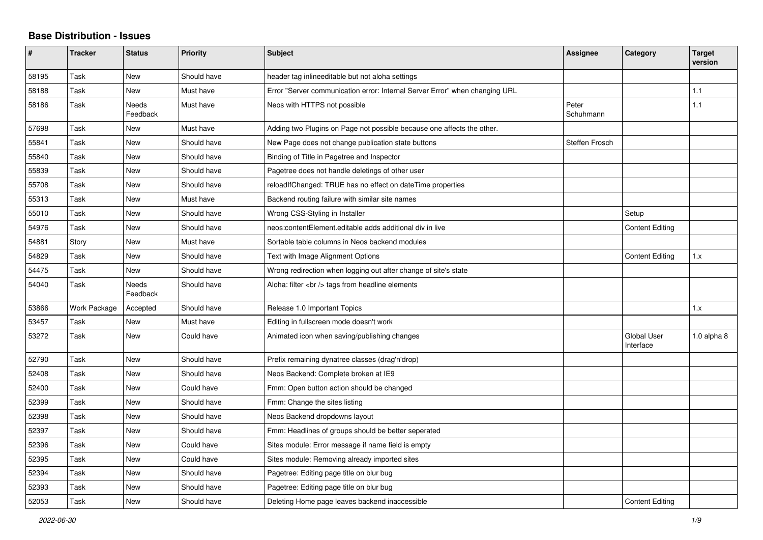## Base Distribution - Issues

| # | Tracker | Status | Priority | Subject | Assignee | Category | Target version |
|---|---|---|---|---|---|---|---|
| 58195 | Task | New | Should have | header tag inlineeditable but not aloha settings | | | |
| 58188 | Task | New | Must have | Error "Server communication error: Internal Server Error" when changing URL | | | 1.1 |
| 58186 | Task | Needs Feedback | Must have | Neos with HTTPS not possible | Peter Schuhmann | | 1.1 |
| 57698 | Task | New | Must have | Adding two Plugins on Page not possible because one affects the other. | | | |
| 55841 | Task | New | Should have | New Page does not change publication state buttons | Steffen Frosch | | |
| 55840 | Task | New | Should have | Binding of Title in Pagetree and Inspector | | | |
| 55839 | Task | New | Should have | Pagetree does not handle deletings of other user | | | |
| 55708 | Task | New | Should have | reloadIfChanged: TRUE has no effect on dateTime properties | | | |
| 55313 | Task | New | Must have | Backend routing failure with similar site names | | | |
| 55010 | Task | New | Should have | Wrong CSS-Styling in Installer | | Setup | |
| 54976 | Task | New | Should have | neos:contentElement.editable adds additional div in live | | Content Editing | |
| 54881 | Story | New | Must have | Sortable table columns in Neos backend modules | | | |
| 54829 | Task | New | Should have | Text with Image Alignment Options | | Content Editing | 1.x |
| 54475 | Task | New | Should have | Wrong redirection when logging out after change of site's state | | | |
| 54040 | Task | Needs Feedback | Should have | Aloha: filter <br /> tags from headline elements | | | |
| 53866 | Work Package | Accepted | Should have | Release 1.0 Important Topics | | | 1.x |
| 53457 | Task | New | Must have | Editing in fullscreen mode doesn't work | | | |
| 53272 | Task | New | Could have | Animated icon when saving/publishing changes | | Global User Interface | 1.0 alpha 8 |
| 52790 | Task | New | Should have | Prefix remaining dynatree classes (drag'n'drop) | | | |
| 52408 | Task | New | Should have | Neos Backend: Complete broken at IE9 | | | |
| 52400 | Task | New | Could have | Fmm: Open button action should be changed | | | |
| 52399 | Task | New | Should have | Fmm: Change the sites listing | | | |
| 52398 | Task | New | Should have | Neos Backend dropdowns layout | | | |
| 52397 | Task | New | Should have | Fmm: Headlines of groups should be better seperated | | | |
| 52396 | Task | New | Could have | Sites module: Error message if name field is empty | | | |
| 52395 | Task | New | Could have | Sites module: Removing already imported sites | | | |
| 52394 | Task | New | Should have | Pagetree: Editing page title on blur bug | | | |
| 52393 | Task | New | Should have | Pagetree: Editing page title on blur bug | | | |
| 52053 | Task | New | Should have | Deleting Home page leaves backend inaccessible | | Content Editing | |

*2022-06-30*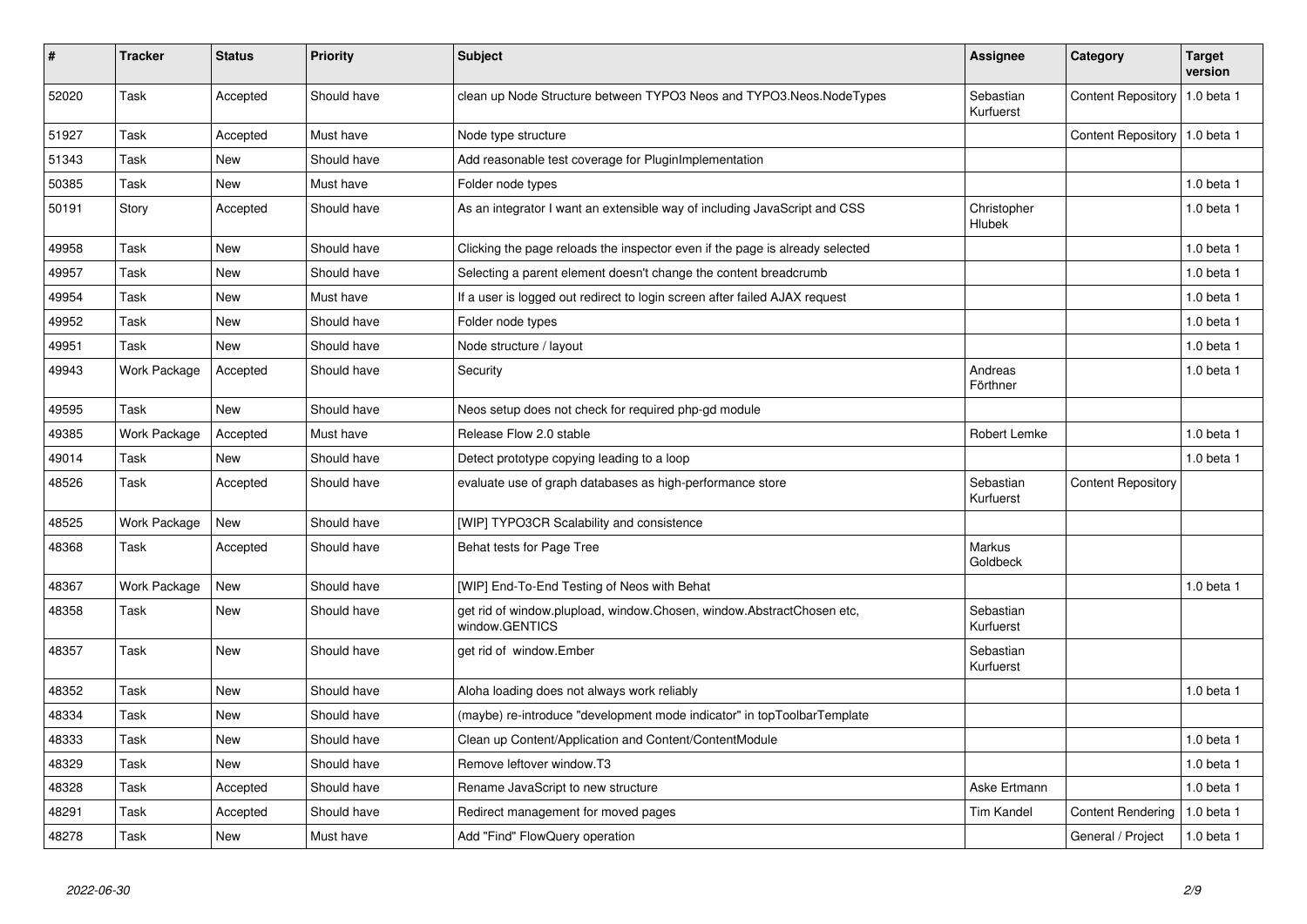| # | Tracker | Status | Priority | Subject | Assignee | Category | Target version |
|---|---|---|---|---|---|---|---|
| 52020 | Task | Accepted | Should have | clean up Node Structure between TYPO3 Neos and TYPO3.Neos.NodeTypes | Sebastian Kurfuerst | Content Repository | 1.0 beta 1 |
| 51927 | Task | Accepted | Must have | Node type structure | | Content Repository | 1.0 beta 1 |
| 51343 | Task | New | Should have | Add reasonable test coverage for PluginImplementation | | | |
| 50385 | Task | New | Must have | Folder node types | | | 1.0 beta 1 |
| 50191 | Story | Accepted | Should have | As an integrator I want an extensible way of including JavaScript and CSS | Christopher Hlubek | | 1.0 beta 1 |
| 49958 | Task | New | Should have | Clicking the page reloads the inspector even if the page is already selected | | | 1.0 beta 1 |
| 49957 | Task | New | Should have | Selecting a parent element doesn't change the content breadcrumb | | | 1.0 beta 1 |
| 49954 | Task | New | Must have | If a user is logged out redirect to login screen after failed AJAX request | | | 1.0 beta 1 |
| 49952 | Task | New | Should have | Folder node types | | | 1.0 beta 1 |
| 49951 | Task | New | Should have | Node structure / layout | | | 1.0 beta 1 |
| 49943 | Work Package | Accepted | Should have | Security | Andreas Förthner | | 1.0 beta 1 |
| 49595 | Task | New | Should have | Neos setup does not check for required php-gd module | | | |
| 49385 | Work Package | Accepted | Must have | Release Flow 2.0 stable | Robert Lemke | | 1.0 beta 1 |
| 49014 | Task | New | Should have | Detect prototype copying leading to a loop | | | 1.0 beta 1 |
| 48526 | Task | Accepted | Should have | evaluate use of graph databases as high-performance store | Sebastian Kurfuerst | Content Repository | |
| 48525 | Work Package | New | Should have | [WIP] TYPO3CR Scalability and consistence | | | |
| 48368 | Task | Accepted | Should have | Behat tests for Page Tree | Markus Goldbeck | | |
| 48367 | Work Package | New | Should have | [WIP] End-To-End Testing of Neos with Behat | | | 1.0 beta 1 |
| 48358 | Task | New | Should have | get rid of window.plupload, window.Chosen, window.AbstractChosen etc, window.GENTICS | Sebastian Kurfuerst | | |
| 48357 | Task | New | Should have | get rid of window.Ember | Sebastian Kurfuerst | | |
| 48352 | Task | New | Should have | Aloha loading does not always work reliably | | | 1.0 beta 1 |
| 48334 | Task | New | Should have | (maybe) re-introduce "development mode indicator" in topToolbarTemplate | | | |
| 48333 | Task | New | Should have | Clean up Content/Application and Content/ContentModule | | | 1.0 beta 1 |
| 48329 | Task | New | Should have | Remove leftover window.T3 | | | 1.0 beta 1 |
| 48328 | Task | Accepted | Should have | Rename JavaScript to new structure | Aske Ertmann | | 1.0 beta 1 |
| 48291 | Task | Accepted | Should have | Redirect management for moved pages | Tim Kandel | Content Rendering | 1.0 beta 1 |
| 48278 | Task | New | Must have | Add "Find" FlowQuery operation | | General / Project | 1.0 beta 1 |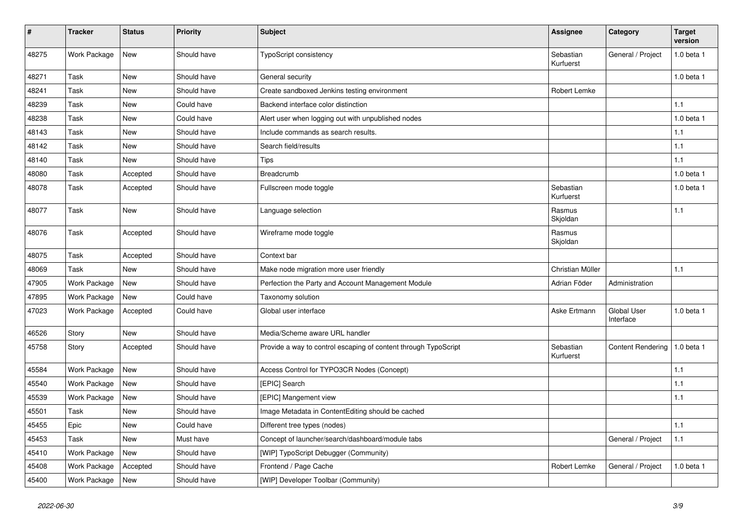| # | Tracker | Status | Priority | Subject | Assignee | Category | Target version |
|---|---|---|---|---|---|---|---|
| 48275 | Work Package | New | Should have | TypoScript consistency | Sebastian Kurfuerst | General / Project | 1.0 beta 1 |
| 48271 | Task | New | Should have | General security | | | 1.0 beta 1 |
| 48241 | Task | New | Should have | Create sandboxed Jenkins testing environment | Robert Lemke | | |
| 48239 | Task | New | Could have | Backend interface color distinction | | | 1.1 |
| 48238 | Task | New | Could have | Alert user when logging out with unpublished nodes | | | 1.0 beta 1 |
| 48143 | Task | New | Should have | Include commands as search results. | | | 1.1 |
| 48142 | Task | New | Should have | Search field/results | | | 1.1 |
| 48140 | Task | New | Should have | Tips | | | 1.1 |
| 48080 | Task | Accepted | Should have | Breadcrumb | | | 1.0 beta 1 |
| 48078 | Task | Accepted | Should have | Fullscreen mode toggle | Sebastian Kurfuerst | | 1.0 beta 1 |
| 48077 | Task | New | Should have | Language selection | Rasmus Skjoldan | | 1.1 |
| 48076 | Task | Accepted | Should have | Wireframe mode toggle | Rasmus Skjoldan | | |
| 48075 | Task | Accepted | Should have | Context bar | | | |
| 48069 | Task | New | Should have | Make node migration more user friendly | Christian Müller | | 1.1 |
| 47905 | Work Package | New | Should have | Perfection the Party and Account Management Module | Adrian Föder | Administration | |
| 47895 | Work Package | New | Could have | Taxonomy solution | | | |
| 47023 | Work Package | Accepted | Could have | Global user interface | Aske Ertmann | Global User Interface | 1.0 beta 1 |
| 46526 | Story | New | Should have | Media/Scheme aware URL handler | | | |
| 45758 | Story | Accepted | Should have | Provide a way to control escaping of content through TypoScript | Sebastian Kurfuerst | Content Rendering | 1.0 beta 1 |
| 45584 | Work Package | New | Should have | Access Control for TYPO3CR Nodes (Concept) | | | 1.1 |
| 45540 | Work Package | New | Should have | [EPIC] Search | | | 1.1 |
| 45539 | Work Package | New | Should have | [EPIC] Mangement view | | | 1.1 |
| 45501 | Task | New | Should have | Image Metadata in ContentEditing should be cached | | | |
| 45455 | Epic | New | Could have | Different tree types (nodes) | | | 1.1 |
| 45453 | Task | New | Must have | Concept of launcher/search/dashboard/module tabs | | General / Project | 1.1 |
| 45410 | Work Package | New | Should have | [WIP] TypoScript Debugger (Community) | | | |
| 45408 | Work Package | Accepted | Should have | Frontend / Page Cache | Robert Lemke | General / Project | 1.0 beta 1 |
| 45400 | Work Package | New | Should have | [WIP] Developer Toolbar (Community) | | | |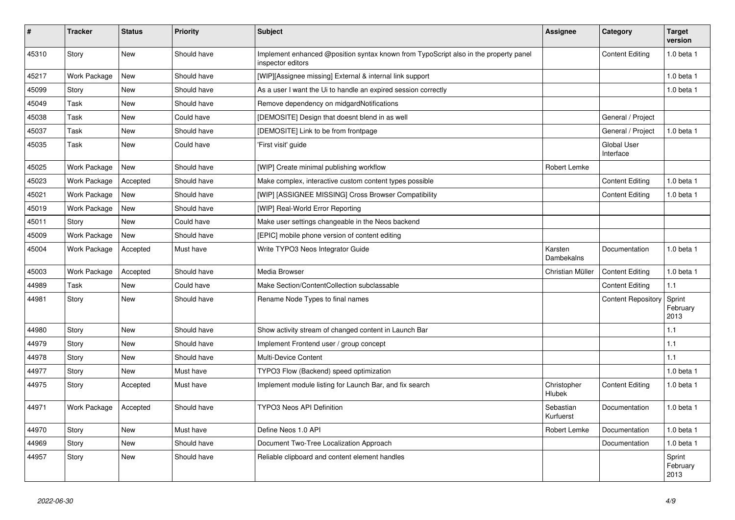| # | Tracker | Status | Priority | Subject | Assignee | Category | Target version |
|---|---|---|---|---|---|---|---|
| 45310 | Story | New | Should have | Implement enhanced @position syntax known from TypoScript also in the property panel inspector editors | | Content Editing | 1.0 beta 1 |
| 45217 | Work Package | New | Should have | [WIP][Assignee missing] External & internal link support | | | 1.0 beta 1 |
| 45099 | Story | New | Should have | As a user I want the Ui to handle an expired session correctly | | | 1.0 beta 1 |
| 45049 | Task | New | Should have | Remove dependency on midgardNotifications | | | |
| 45038 | Task | New | Could have | [DEMOSITE] Design that doesnt blend in as well | | General / Project | |
| 45037 | Task | New | Should have | [DEMOSITE] Link to be from frontpage | | General / Project | 1.0 beta 1 |
| 45035 | Task | New | Could have | 'First visit' guide | | Global User Interface | |
| 45025 | Work Package | New | Should have | [WIP] Create minimal publishing workflow | Robert Lemke | | |
| 45023 | Work Package | Accepted | Should have | Make complex, interactive custom content types possible | | Content Editing | 1.0 beta 1 |
| 45021 | Work Package | New | Should have | [WIP] [ASSIGNEE MISSING] Cross Browser Compatibility | | Content Editing | 1.0 beta 1 |
| 45019 | Work Package | New | Should have | [WIP] Real-World Error Reporting | | | |
| 45011 | Story | New | Could have | Make user settings changeable in the Neos backend | | | |
| 45009 | Work Package | New | Should have | [EPIC] mobile phone version of content editing | | | |
| 45004 | Work Package | Accepted | Must have | Write TYPO3 Neos Integrator Guide | Karsten Dambekalns | Documentation | 1.0 beta 1 |
| 45003 | Work Package | Accepted | Should have | Media Browser | Christian Müller | Content Editing | 1.0 beta 1 |
| 44989 | Task | New | Could have | Make Section/ContentCollection subclassable | | Content Editing | 1.1 |
| 44981 | Story | New | Should have | Rename Node Types to final names | | Content Repository | Sprint February 2013 |
| 44980 | Story | New | Should have | Show activity stream of changed content in Launch Bar | | | 1.1 |
| 44979 | Story | New | Should have | Implement Frontend user / group concept | | | 1.1 |
| 44978 | Story | New | Should have | Multi-Device Content | | | 1.1 |
| 44977 | Story | New | Must have | TYPO3 Flow (Backend) speed optimization | | | 1.0 beta 1 |
| 44975 | Story | Accepted | Must have | Implement module listing for Launch Bar, and fix search | Christopher Hlubek | Content Editing | 1.0 beta 1 |
| 44971 | Work Package | Accepted | Should have | TYPO3 Neos API Definition | Sebastian Kurfuerst | Documentation | 1.0 beta 1 |
| 44970 | Story | New | Must have | Define Neos 1.0 API | Robert Lemke | Documentation | 1.0 beta 1 |
| 44969 | Story | New | Should have | Document Two-Tree Localization Approach | | Documentation | 1.0 beta 1 |
| 44957 | Story | New | Should have | Reliable clipboard and content element handles | | | Sprint February 2013 |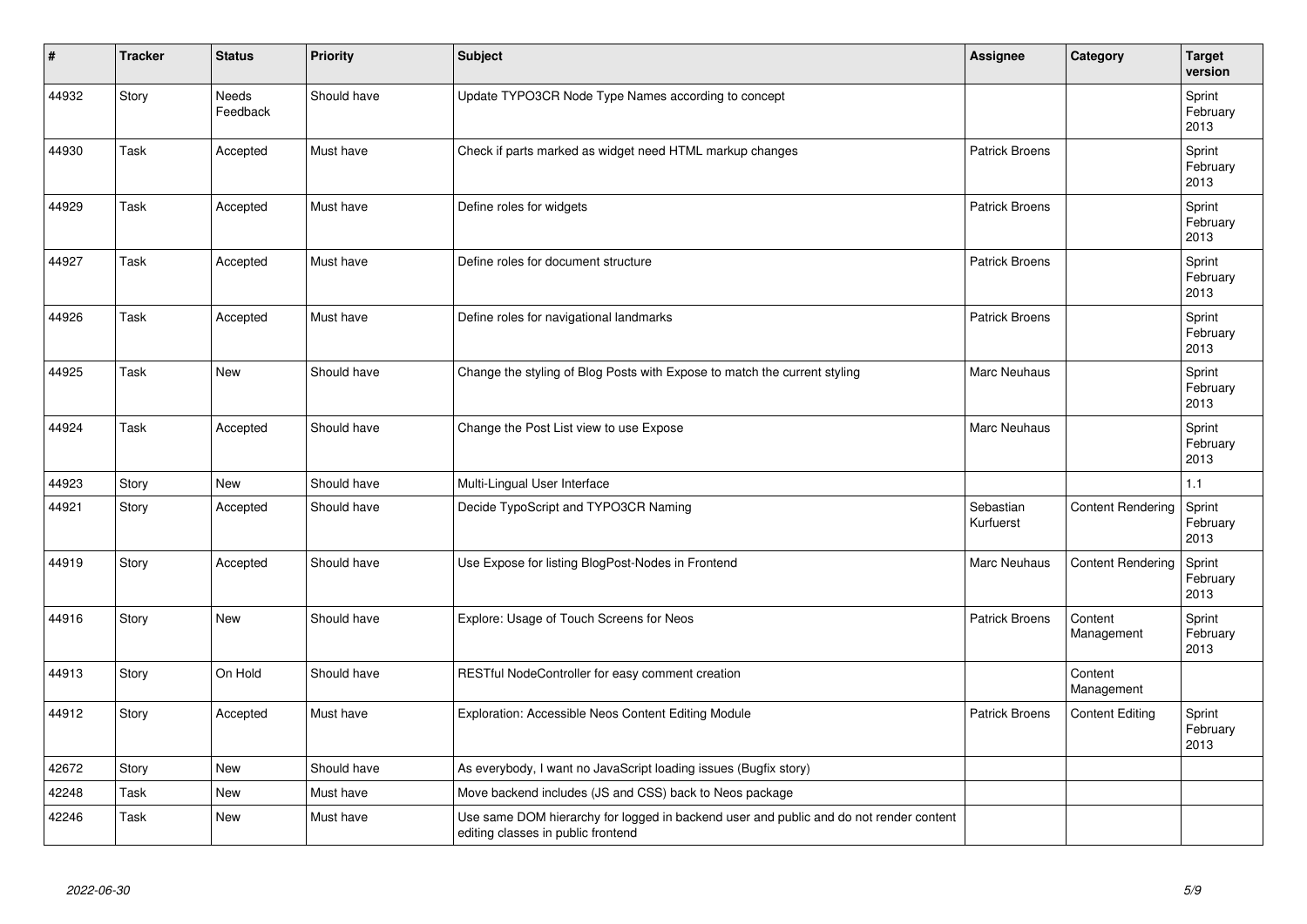| # | Tracker | Status | Priority | Subject | Assignee | Category | Target version |
|---|---|---|---|---|---|---|---|
| 44932 | Story | Needs Feedback | Should have | Update TYPO3CR Node Type Names according to concept | | | Sprint February 2013 |
| 44930 | Task | Accepted | Must have | Check if parts marked as widget need HTML markup changes | Patrick Broens | | Sprint February 2013 |
| 44929 | Task | Accepted | Must have | Define roles for widgets | Patrick Broens | | Sprint February 2013 |
| 44927 | Task | Accepted | Must have | Define roles for document structure | Patrick Broens | | Sprint February 2013 |
| 44926 | Task | Accepted | Must have | Define roles for navigational landmarks | Patrick Broens | | Sprint February 2013 |
| 44925 | Task | New | Should have | Change the styling of Blog Posts with Expose to match the current styling | Marc Neuhaus | | Sprint February 2013 |
| 44924 | Task | Accepted | Should have | Change the Post List view to use Expose | Marc Neuhaus | | Sprint February 2013 |
| 44923 | Story | New | Should have | Multi-Lingual User Interface | | | 1.1 |
| 44921 | Story | Accepted | Should have | Decide TypoScript and TYPO3CR Naming | Sebastian Kurfuerst | Content Rendering | Sprint February 2013 |
| 44919 | Story | Accepted | Should have | Use Expose for listing BlogPost-Nodes in Frontend | Marc Neuhaus | Content Rendering | Sprint February 2013 |
| 44916 | Story | New | Should have | Explore: Usage of Touch Screens for Neos | Patrick Broens | Content Management | Sprint February 2013 |
| 44913 | Story | On Hold | Should have | RESTful NodeController for easy comment creation | | Content Management | |
| 44912 | Story | Accepted | Must have | Exploration: Accessible Neos Content Editing Module | Patrick Broens | Content Editing | Sprint February 2013 |
| 42672 | Story | New | Should have | As everybody, I want no JavaScript loading issues (Bugfix story) | | | |
| 42248 | Task | New | Must have | Move backend includes (JS and CSS) back to Neos package | | | |
| 42246 | Task | New | Must have | Use same DOM hierarchy for logged in backend user and public and do not render content editing classes in public frontend | | | |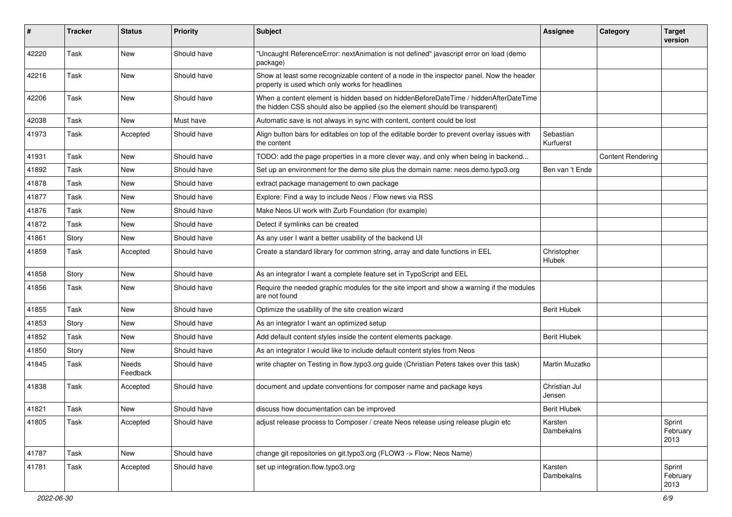| # | Tracker | Status | Priority | Subject | Assignee | Category | Target version |
|---|---|---|---|---|---|---|---|
| 42220 | Task | New | Should have | "Uncaught ReferenceError: nextAnimation is not defined" javascript error on load (demo package) | | | |
| 42216 | Task | New | Should have | Show at least some recognizable content of a node in the inspector panel. Now the header property is used which only works for headlines | | | |
| 42206 | Task | New | Should have | When a content element is hidden based on hiddenBeforeDateTime / hiddenAfterDateTime the hidden CSS should also be applied (so the element should be transparent) | | | |
| 42038 | Task | New | Must have | Automatic save is not always in sync with content, content could be lost | | | |
| 41973 | Task | Accepted | Should have | Align button bars for editables on top of the editable border to prevent overlay issues with the content | Sebastian Kurfuerst | | |
| 41931 | Task | New | Should have | TODO: add the page properties in a more clever way, and only when being in backend... | | Content Rendering | |
| 41892 | Task | New | Should have | Set up an environment for the demo site plus the domain name: neos.demo.typo3.org | Ben van 't Ende | | |
| 41878 | Task | New | Should have | extract package management to own package | | | |
| 41877 | Task | New | Should have | Explore: Find a way to include Neos / Flow news via RSS | | | |
| 41876 | Task | New | Should have | Make Neos UI work with Zurb Foundation (for example) | | | |
| 41872 | Task | New | Should have | Detect if symlinks can be created | | | |
| 41861 | Story | New | Should have | As any user I want a better usability of the backend UI | | | |
| 41859 | Task | Accepted | Should have | Create a standard library for common string, array and date functions in EEL | Christopher Hlubek | | |
| 41858 | Story | New | Should have | As an integrator I want a complete feature set in TypoScript and EEL | | | |
| 41856 | Task | New | Should have | Require the needed graphic modules for the site import and show a warning if the modules are not found | | | |
| 41855 | Task | New | Should have | Optimize the usability of the site creation wizard | Berit Hlubek | | |
| 41853 | Story | New | Should have | As an integrator I want an optimized setup | | | |
| 41852 | Task | New | Should have | Add default content styles inside the content elements package. | Berit Hlubek | | |
| 41850 | Story | New | Should have | As an integrator I would like to include default content styles from Neos | | | |
| 41845 | Task | Needs Feedback | Should have | write chapter on Testing in flow.typo3.org guide (Christian Peters takes over this task) | Martin Muzatko | | |
| 41838 | Task | Accepted | Should have | document and update conventions for composer name and package keys | Christian Jul Jensen | | |
| 41821 | Task | New | Should have | discuss how documentation can be improved | Berit Hlubek | | |
| 41805 | Task | Accepted | Should have | adjust release process to Composer / create Neos release using release plugin etc | Karsten Dambekalns | | Sprint February 2013 |
| 41787 | Task | New | Should have | change git repositories on git.typo3.org (FLOW3 -> Flow; Neos Name) | | | |
| 41781 | Task | Accepted | Should have | set up integration.flow.typo3.org | Karsten Dambekalns | | Sprint February 2013 |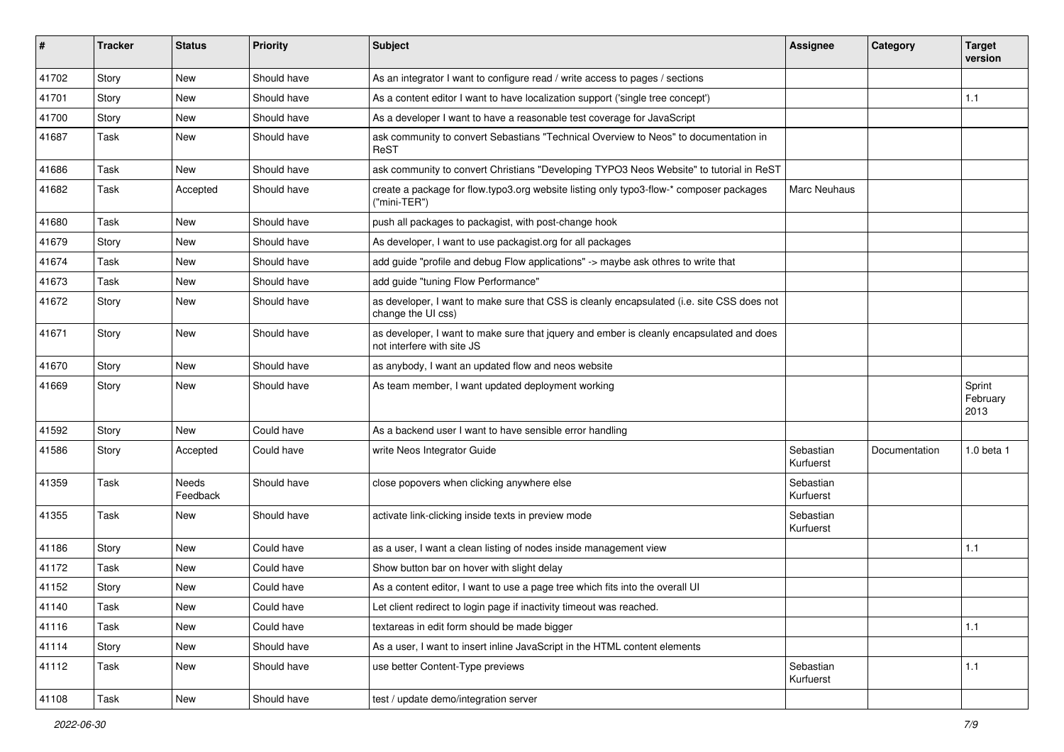| # | Tracker | Status | Priority | Subject | Assignee | Category | Target version |
|---|---|---|---|---|---|---|---|
| 41702 | Story | New | Should have | As an integrator I want to configure read / write access to pages / sections | | | |
| 41701 | Story | New | Should have | As a content editor I want to have localization support ('single tree concept') | | | 1.1 |
| 41700 | Story | New | Should have | As a developer I want to have a reasonable test coverage for JavaScript | | | |
| 41687 | Task | New | Should have | ask community to convert Sebastians "Technical Overview to Neos" to documentation in ReST | | | |
| 41686 | Task | New | Should have | ask community to convert Christians "Developing TYPO3 Neos Website" to tutorial in ReST | | | |
| 41682 | Task | Accepted | Should have | create a package for flow.typo3.org website listing only typo3-flow-* composer packages ("mini-TER") | Marc Neuhaus | | |
| 41680 | Task | New | Should have | push all packages to packagist, with post-change hook | | | |
| 41679 | Story | New | Should have | As developer, I want to use packagist.org for all packages | | | |
| 41674 | Task | New | Should have | add guide "profile and debug Flow applications" -> maybe ask othres to write that | | | |
| 41673 | Task | New | Should have | add guide "tuning Flow Performance" | | | |
| 41672 | Story | New | Should have | as developer, I want to make sure that CSS is cleanly encapsulated (i.e. site CSS does not change the UI css) | | | |
| 41671 | Story | New | Should have | as developer, I want to make sure that jquery and ember is cleanly encapsulated and does not interfere with site JS | | | |
| 41670 | Story | New | Should have | as anybody, I want an updated flow and neos website | | | |
| 41669 | Story | New | Should have | As team member, I want updated deployment working | | | Sprint February 2013 |
| 41592 | Story | New | Could have | As a backend user I want to have sensible error handling | | | |
| 41586 | Story | Accepted | Could have | write Neos Integrator Guide | Sebastian Kurfuerst | Documentation | 1.0 beta 1 |
| 41359 | Task | Needs Feedback | Should have | close popovers when clicking anywhere else | Sebastian Kurfuerst | | |
| 41355 | Task | New | Should have | activate link-clicking inside texts in preview mode | Sebastian Kurfuerst | | |
| 41186 | Story | New | Could have | as a user, I want a clean listing of nodes inside management view | | | 1.1 |
| 41172 | Task | New | Could have | Show button bar on hover with slight delay | | | |
| 41152 | Story | New | Could have | As a content editor, I want to use a page tree which fits into the overall UI | | | |
| 41140 | Task | New | Could have | Let client redirect to login page if inactivity timeout was reached. | | | |
| 41116 | Task | New | Could have | textareas in edit form should be made bigger | | | 1.1 |
| 41114 | Story | New | Should have | As a user, I want to insert inline JavaScript in the HTML content elements | | | |
| 41112 | Task | New | Should have | use better Content-Type previews | Sebastian Kurfuerst | | 1.1 |
| 41108 | Task | New | Should have | test / update demo/integration server | | | |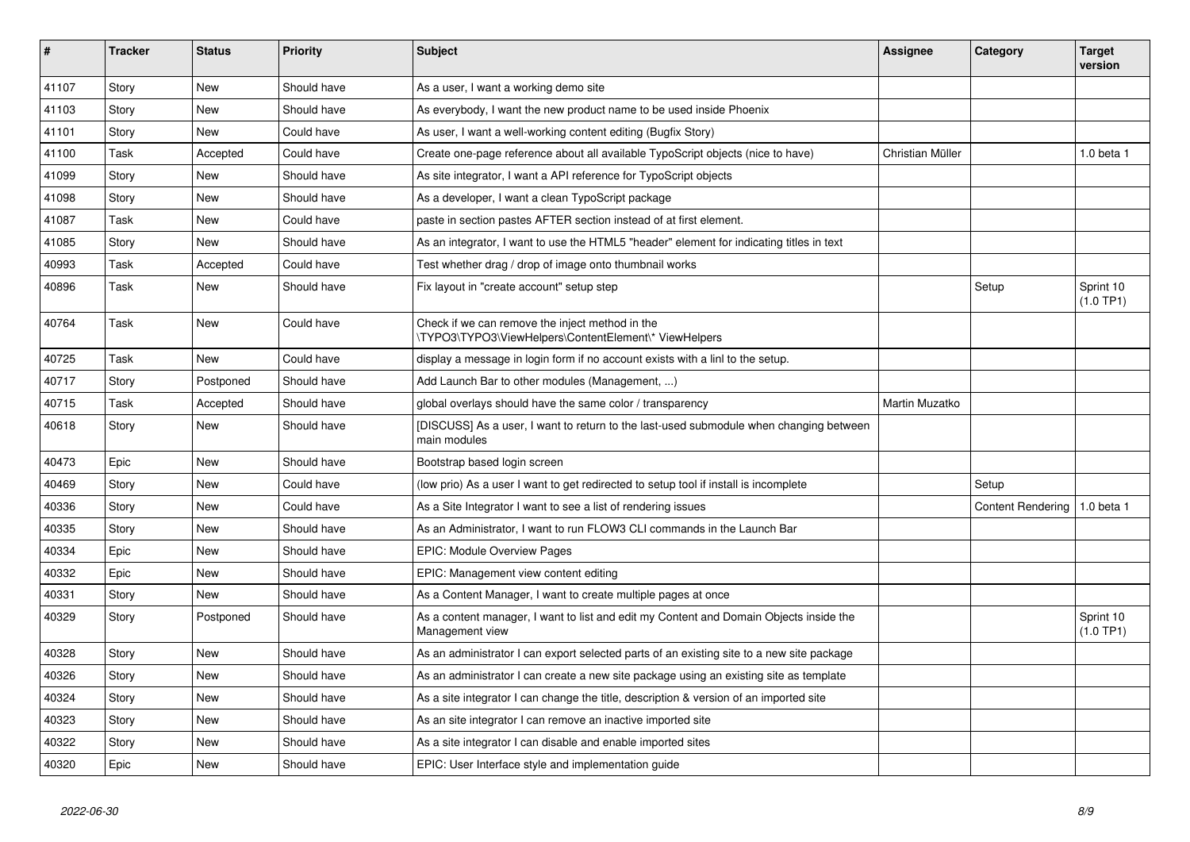| # | Tracker | Status | Priority | Subject | Assignee | Category | Target version |
|---|---|---|---|---|---|---|---|
| 41107 | Story | New | Should have | As a user, I want a working demo site | | | |
| 41103 | Story | New | Should have | As everybody, I want the new product name to be used inside Phoenix | | | |
| 41101 | Story | New | Could have | As user, I want a well-working content editing (Bugfix Story) | | | |
| 41100 | Task | Accepted | Could have | Create one-page reference about all available TypoScript objects (nice to have) | Christian Müller | | 1.0 beta 1 |
| 41099 | Story | New | Should have | As site integrator, I want a API reference for TypoScript objects | | | |
| 41098 | Story | New | Should have | As a developer, I want a clean TypoScript package | | | |
| 41087 | Task | New | Could have | paste in section pastes AFTER section instead of at first element. | | | |
| 41085 | Story | New | Should have | As an integrator, I want to use the HTML5 "header" element for indicating titles in text | | | |
| 40993 | Task | Accepted | Could have | Test whether drag / drop of image onto thumbnail works | | | |
| 40896 | Task | New | Should have | Fix layout in "create account" setup step | | Setup | Sprint 10 (1.0 TP1) |
| 40764 | Task | New | Could have | Check if we can remove the inject method in the \TYPO3\TYPO3\ViewHelpers\ContentElement\* ViewHelpers | | | |
| 40725 | Task | New | Could have | display a message in login form if no account exists with a linl to the setup. | | | |
| 40717 | Story | Postponed | Should have | Add Launch Bar to other modules (Management, ...) | | | |
| 40715 | Task | Accepted | Should have | global overlays should have the same color / transparency | Martin Muzatko | | |
| 40618 | Story | New | Should have | [DISCUSS] As a user, I want to return to the last-used submodule when changing between main modules | | | |
| 40473 | Epic | New | Should have | Bootstrap based login screen | | | |
| 40469 | Story | New | Could have | (low prio) As a user I want to get redirected to setup tool if install is incomplete | | Setup | |
| 40336 | Story | New | Could have | As a Site Integrator I want to see a list of rendering issues | | Content Rendering | 1.0 beta 1 |
| 40335 | Story | New | Should have | As an Administrator, I want to run FLOW3 CLI commands in the Launch Bar | | | |
| 40334 | Epic | New | Should have | EPIC: Module Overview Pages | | | |
| 40332 | Epic | New | Should have | EPIC: Management view content editing | | | |
| 40331 | Story | New | Should have | As a Content Manager, I want to create multiple pages at once | | | |
| 40329 | Story | Postponed | Should have | As a content manager, I want to list and edit my Content and Domain Objects inside the Management view | | | Sprint 10 (1.0 TP1) |
| 40328 | Story | New | Should have | As an administrator I can export selected parts of an existing site to a new site package | | | |
| 40326 | Story | New | Should have | As an administrator I can create a new site package using an existing site as template | | | |
| 40324 | Story | New | Should have | As a site integrator I can change the title, description & version of an imported site | | | |
| 40323 | Story | New | Should have | As an site integrator I can remove an inactive imported site | | | |
| 40322 | Story | New | Should have | As a site integrator I can disable and enable imported sites | | | |
| 40320 | Epic | New | Should have | EPIC: User Interface style and implementation guide | | | |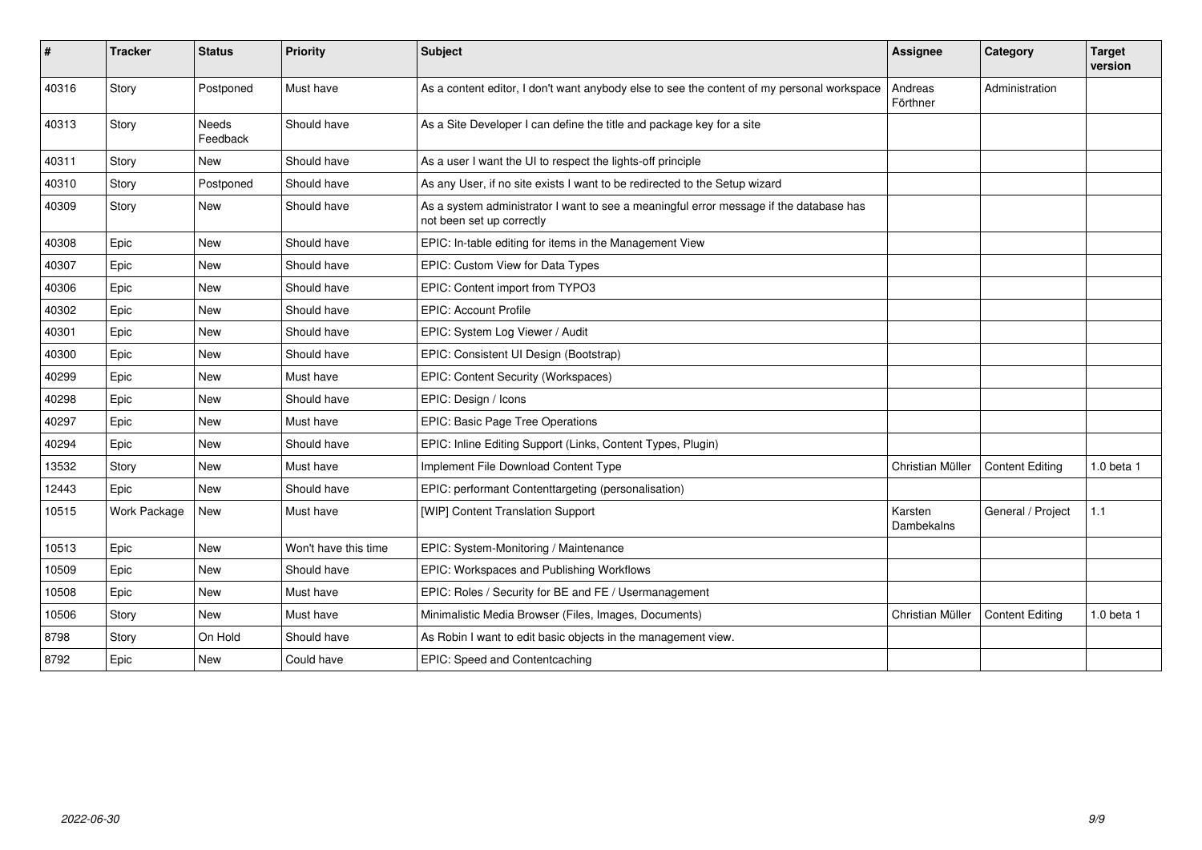| # | Tracker | Status | Priority | Subject | Assignee | Category | Target version |
|---|---|---|---|---|---|---|---|
| 40316 | Story | Postponed | Must have | As a content editor, I don't want anybody else to see the content of my personal workspace | Andreas Förthner | Administration | |
| 40313 | Story | Needs Feedback | Should have | As a Site Developer I can define the title and package key for a site | | | |
| 40311 | Story | New | Should have | As a user I want the UI to respect the lights-off principle | | | |
| 40310 | Story | Postponed | Should have | As any User, if no site exists I want to be redirected to the Setup wizard | | | |
| 40309 | Story | New | Should have | As a system administrator I want to see a meaningful error message if the database has not been set up correctly | | | |
| 40308 | Epic | New | Should have | EPIC: In-table editing for items in the Management View | | | |
| 40307 | Epic | New | Should have | EPIC: Custom View for Data Types | | | |
| 40306 | Epic | New | Should have | EPIC: Content import from TYPO3 | | | |
| 40302 | Epic | New | Should have | EPIC: Account Profile | | | |
| 40301 | Epic | New | Should have | EPIC: System Log Viewer / Audit | | | |
| 40300 | Epic | New | Should have | EPIC: Consistent UI Design (Bootstrap) | | | |
| 40299 | Epic | New | Must have | EPIC: Content Security (Workspaces) | | | |
| 40298 | Epic | New | Should have | EPIC: Design / Icons | | | |
| 40297 | Epic | New | Must have | EPIC: Basic Page Tree Operations | | | |
| 40294 | Epic | New | Should have | EPIC: Inline Editing Support (Links, Content Types, Plugin) | | | |
| 13532 | Story | New | Must have | Implement File Download Content Type | Christian Müller | Content Editing | 1.0 beta 1 |
| 12443 | Epic | New | Should have | EPIC: performant Contenttargeting (personalisation) | | | |
| 10515 | Work Package | New | Must have | [WIP] Content Translation Support | Karsten Dambekalns | General / Project | 1.1 |
| 10513 | Epic | New | Won't have this time | EPIC: System-Monitoring / Maintenance | | | |
| 10509 | Epic | New | Should have | EPIC: Workspaces and Publishing Workflows | | | |
| 10508 | Epic | New | Must have | EPIC: Roles / Security for BE and FE / Usermanagement | | | |
| 10506 | Story | New | Must have | Minimalistic Media Browser (Files, Images, Documents) | Christian Müller | Content Editing | 1.0 beta 1 |
| 8798 | Story | On Hold | Should have | As Robin I want to edit basic objects in the management view. | | | |
| 8792 | Epic | New | Could have | EPIC: Speed and Contentcaching | | | |